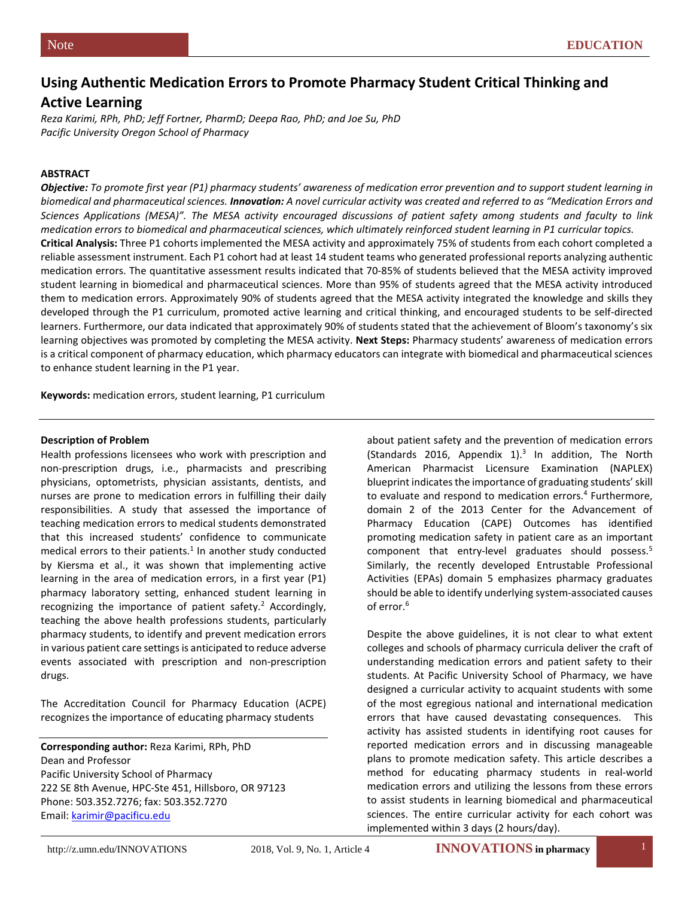Note

EDUCATION

# Using Authentic Medication Errors to Promote Pharmacy Student Critical Thinking and Active Learning

*Reza Karimi, RPh, PhD; Jeff Fortner, PharmD; Deepa Rao, PhD; and Joe Su, PhD*
*Pacific University Oregon School of Pharmacy*

## ABSTRACT

***Objective:*** *To promote first year (P1) pharmacy students' awareness of medication error prevention and to support student learning in biomedical and pharmaceutical sciences.* ***Innovation:*** *A novel curricular activity was created and referred to as "Medication Errors and Sciences Applications (MESA)". The MESA activity encouraged discussions of patient safety among students and faculty to link medication errors to biomedical and pharmaceutical sciences, which ultimately reinforced student learning in P1 curricular topics.* **Critical Analysis:** Three P1 cohorts implemented the MESA activity and approximately 75% of students from each cohort completed a reliable assessment instrument. Each P1 cohort had at least 14 student teams who generated professional reports analyzing authentic medication errors. The quantitative assessment results indicated that 70-85% of students believed that the MESA activity improved student learning in biomedical and pharmaceutical sciences. More than 95% of students agreed that the MESA activity introduced them to medication errors. Approximately 90% of students agreed that the MESA activity integrated the knowledge and skills they developed through the P1 curriculum, promoted active learning and critical thinking, and encouraged students to be self-directed learners. Furthermore, our data indicated that approximately 90% of students stated that the achievement of Bloom's taxonomy's six learning objectives was promoted by completing the MESA activity. **Next Steps:** Pharmacy students' awareness of medication errors is a critical component of pharmacy education, which pharmacy educators can integrate with biomedical and pharmaceutical sciences to enhance student learning in the P1 year.

**Keywords:** medication errors, student learning, P1 curriculum

---

### Description of Problem

Health professions licensees who work with prescription and non-prescription drugs, i.e., pharmacists and prescribing physicians, optometrists, physician assistants, dentists, and nurses are prone to medication errors in fulfilling their daily responsibilities. A study that assessed the importance of teaching medication errors to medical students demonstrated that this increased students' confidence to communicate medical errors to their patients.[1] In another study conducted by Kiersma et al., it was shown that implementing active learning in the area of medication errors, in a first year (P1) pharmacy laboratory setting, enhanced student learning in recognizing the importance of patient safety.[2] Accordingly, teaching the above health professions students, particularly pharmacy students, to identify and prevent medication errors in various patient care settings is anticipated to reduce adverse events associated with prescription and non-prescription drugs.

The Accreditation Council for Pharmacy Education (ACPE) recognizes the importance of educating pharmacy students about patient safety and the prevention of medication errors (Standards 2016, Appendix 1).[3] In addition, The North American Pharmacist Licensure Examination (NAPLEX) blueprint indicates the importance of graduating students' skill to evaluate and respond to medication errors.[4] Furthermore, domain 2 of the 2013 Center for the Advancement of Pharmacy Education (CAPE) Outcomes has identified promoting medication safety in patient care as an important component that entry-level graduates should possess.[5] Similarly, the recently developed Entrustable Professional Activities (EPAs) domain 5 emphasizes pharmacy graduates should be able to identify underlying system-associated causes of error.[6]

Despite the above guidelines, it is not clear to what extent colleges and schools of pharmacy curricula deliver the craft of understanding medication errors and patient safety to their students. At Pacific University School of Pharmacy, we have designed a curricular activity to acquaint students with some of the most egregious national and international medication errors that have caused devastating consequences. This activity has assisted students in identifying root causes for reported medication errors and in discussing manageable plans to promote medication safety. This article describes a method for educating pharmacy students in real-world medication errors and utilizing the lessons from these errors to assist students in learning biomedical and pharmaceutical sciences. The entire curricular activity for each cohort was implemented within 3 days (2 hours/day).

---

**Corresponding author:** Reza Karimi, RPh, PhD
Dean and Professor
Pacific University School of Pharmacy
222 SE 8th Avenue, HPC-Ste 451, Hillsboro, OR 97123
Phone: 503.352.7276; fax: 503.352.7270
Email: karimir@pacificu.edu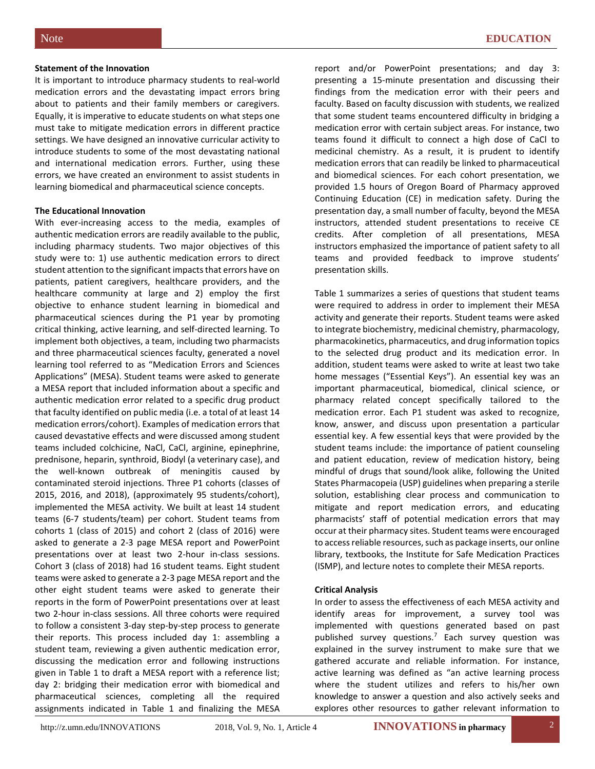**Statement of the Innovation**

It is important to introduce pharmacy students to real-world medication errors and the devastating impact errors bring about to patients and their family members or caregivers. Equally, it is imperative to educate students on what steps one must take to mitigate medication errors in different practice settings. We have designed an innovative curricular activity to introduce students to some of the most devastating national and international medication errors. Further, using these errors, we have created an environment to assist students in learning biomedical and pharmaceutical science concepts.

**The Educational Innovation**

With ever-increasing access to the media, examples of authentic medication errors are readily available to the public, including pharmacy students. Two major objectives of this study were to: 1) use authentic medication errors to direct student attention to the significant impacts that errors have on patients, patient caregivers, healthcare providers, and the healthcare community at large and 2) employ the first objective to enhance student learning in biomedical and pharmaceutical sciences during the P1 year by promoting critical thinking, active learning, and self-directed learning. To implement both objectives, a team, including two pharmacists and three pharmaceutical sciences faculty, generated a novel learning tool referred to as "Medication Errors and Sciences Applications" (MESA). Student teams were asked to generate a MESA report that included information about a specific and authentic medication error related to a specific drug product that faculty identified on public media (i.e. a total of at least 14 medication errors/cohort). Examples of medication errors that caused devastative effects and were discussed among student teams included colchicine, NaCl, CaCl, arginine, epinephrine, prednisone, heparin, synthroid, Biodyl (a veterinary case), and the well-known outbreak of meningitis caused by contaminated steroid injections. Three P1 cohorts (classes of 2015, 2016, and 2018), (approximately 95 students/cohort), implemented the MESA activity. We built at least 14 student teams (6-7 students/team) per cohort. Student teams from cohorts 1 (class of 2015) and cohort 2 (class of 2016) were asked to generate a 2-3 page MESA report and PowerPoint presentations over at least two 2-hour in-class sessions. Cohort 3 (class of 2018) had 16 student teams. Eight student teams were asked to generate a 2-3 page MESA report and the other eight student teams were asked to generate their reports in the form of PowerPoint presentations over at least two 2-hour in-class sessions. All three cohorts were required to follow a consistent 3-day step-by-step process to generate their reports. This process included day 1: assembling a student team, reviewing a given authentic medication error, discussing the medication error and following instructions given in Table 1 to draft a MESA report with a reference list; day 2: bridging their medication error with biomedical and pharmaceutical sciences, completing all the required assignments indicated in Table 1 and finalizing the MESA report and/or PowerPoint presentations; and day 3: presenting a 15-minute presentation and discussing their findings from the medication error with their peers and faculty. Based on faculty discussion with students, we realized that some student teams encountered difficulty in bridging a medication error with certain subject areas. For instance, two teams found it difficult to connect a high dose of CaCl to medicinal chemistry. As a result, it is prudent to identify medication errors that can readily be linked to pharmaceutical and biomedical sciences. For each cohort presentation, we provided 1.5 hours of Oregon Board of Pharmacy approved Continuing Education (CE) in medication safety. During the presentation day, a small number of faculty, beyond the MESA instructors, attended student presentations to receive CE credits. After completion of all presentations, MESA instructors emphasized the importance of patient safety to all teams and provided feedback to improve students' presentation skills.

Table 1 summarizes a series of questions that student teams were required to address in order to implement their MESA activity and generate their reports. Student teams were asked to integrate biochemistry, medicinal chemistry, pharmacology, pharmacokinetics, pharmaceutics, and drug information topics to the selected drug product and its medication error. In addition, student teams were asked to write at least two take home messages ("Essential Keys"). An essential key was an important pharmaceutical, biomedical, clinical science, or pharmacy related concept specifically tailored to the medication error. Each P1 student was asked to recognize, know, answer, and discuss upon presentation a particular essential key. A few essential keys that were provided by the student teams include: the importance of patient counseling and patient education, review of medication history, being mindful of drugs that sound/look alike, following the United States Pharmacopeia (USP) guidelines when preparing a sterile solution, establishing clear process and communication to mitigate and report medication errors, and educating pharmacists' staff of potential medication errors that may occur at their pharmacy sites. Student teams were encouraged to access reliable resources, such as package inserts, our online library, textbooks, the Institute for Safe Medication Practices (ISMP), and lecture notes to complete their MESA reports.

**Critical Analysis**

In order to assess the effectiveness of each MESA activity and identify areas for improvement, a survey tool was implemented with questions generated based on past published survey questions.[7] Each survey question was explained in the survey instrument to make sure that we gathered accurate and reliable information. For instance, active learning was defined as "an active learning process where the student utilizes and refers to his/her own knowledge to answer a question and also actively seeks and explores other resources to gather relevant information to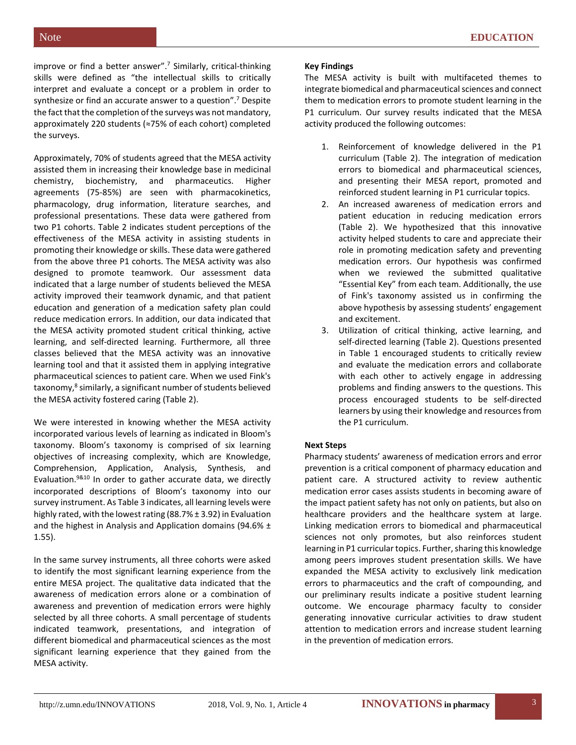improve or find a better answer".[7] Similarly, critical-thinking skills were defined as "the intellectual skills to critically interpret and evaluate a concept or a problem in order to synthesize or find an accurate answer to a question".[7] Despite the fact that the completion of the surveys was not mandatory, approximately 220 students (≈75% of each cohort) completed the surveys.

Approximately, 70% of students agreed that the MESA activity assisted them in increasing their knowledge base in medicinal chemistry, biochemistry, and pharmaceutics. Higher agreements (75-85%) are seen with pharmacokinetics, pharmacology, drug information, literature searches, and professional presentations. These data were gathered from two P1 cohorts. Table 2 indicates student perceptions of the effectiveness of the MESA activity in assisting students in promoting their knowledge or skills. These data were gathered from the above three P1 cohorts. The MESA activity was also designed to promote teamwork. Our assessment data indicated that a large number of students believed the MESA activity improved their teamwork dynamic, and that patient education and generation of a medication safety plan could reduce medication errors. In addition, our data indicated that the MESA activity promoted student critical thinking, active learning, and self-directed learning. Furthermore, all three classes believed that the MESA activity was an innovative learning tool and that it assisted them in applying integrative pharmaceutical sciences to patient care. When we used Fink's taxonomy,[8] similarly, a significant number of students believed the MESA activity fostered caring (Table 2).

We were interested in knowing whether the MESA activity incorporated various levels of learning as indicated in Bloom's taxonomy. Bloom's taxonomy is comprised of six learning objectives of increasing complexity, which are Knowledge, Comprehension, Application, Analysis, Synthesis, and Evaluation.[9&10] In order to gather accurate data, we directly incorporated descriptions of Bloom's taxonomy into our survey instrument. As Table 3 indicates, all learning levels were highly rated, with the lowest rating (88.7% ± 3.92) in Evaluation and the highest in Analysis and Application domains (94.6% ± 1.55).

In the same survey instruments, all three cohorts were asked to identify the most significant learning experience from the entire MESA project. The qualitative data indicated that the awareness of medication errors alone or a combination of awareness and prevention of medication errors were highly selected by all three cohorts. A small percentage of students indicated teamwork, presentations, and integration of different biomedical and pharmaceutical sciences as the most significant learning experience that they gained from the MESA activity.

**Key Findings**

The MESA activity is built with multifaceted themes to integrate biomedical and pharmaceutical sciences and connect them to medication errors to promote student learning in the P1 curriculum. Our survey results indicated that the MESA activity produced the following outcomes:

1. Reinforcement of knowledge delivered in the P1 curriculum (Table 2). The integration of medication errors to biomedical and pharmaceutical sciences, and presenting their MESA report, promoted and reinforced student learning in P1 curricular topics.
2. An increased awareness of medication errors and patient education in reducing medication errors (Table 2). We hypothesized that this innovative activity helped students to care and appreciate their role in promoting medication safety and preventing medication errors. Our hypothesis was confirmed when we reviewed the submitted qualitative "Essential Key" from each team. Additionally, the use of Fink's taxonomy assisted us in confirming the above hypothesis by assessing students' engagement and excitement.
3. Utilization of critical thinking, active learning, and self-directed learning (Table 2). Questions presented in Table 1 encouraged students to critically review and evaluate the medication errors and collaborate with each other to actively engage in addressing problems and finding answers to the questions. This process encouraged students to be self-directed learners by using their knowledge and resources from the P1 curriculum.

**Next Steps**

Pharmacy students' awareness of medication errors and error prevention is a critical component of pharmacy education and patient care. A structured activity to review authentic medication error cases assists students in becoming aware of the impact patient safety has not only on patients, but also on healthcare providers and the healthcare system at large. Linking medication errors to biomedical and pharmaceutical sciences not only promotes, but also reinforces student learning in P1 curricular topics. Further, sharing this knowledge among peers improves student presentation skills. We have expanded the MESA activity to exclusively link medication errors to pharmaceutics and the craft of compounding, and our preliminary results indicate a positive student learning outcome. We encourage pharmacy faculty to consider generating innovative curricular activities to draw student attention to medication errors and increase student learning in the prevention of medication errors.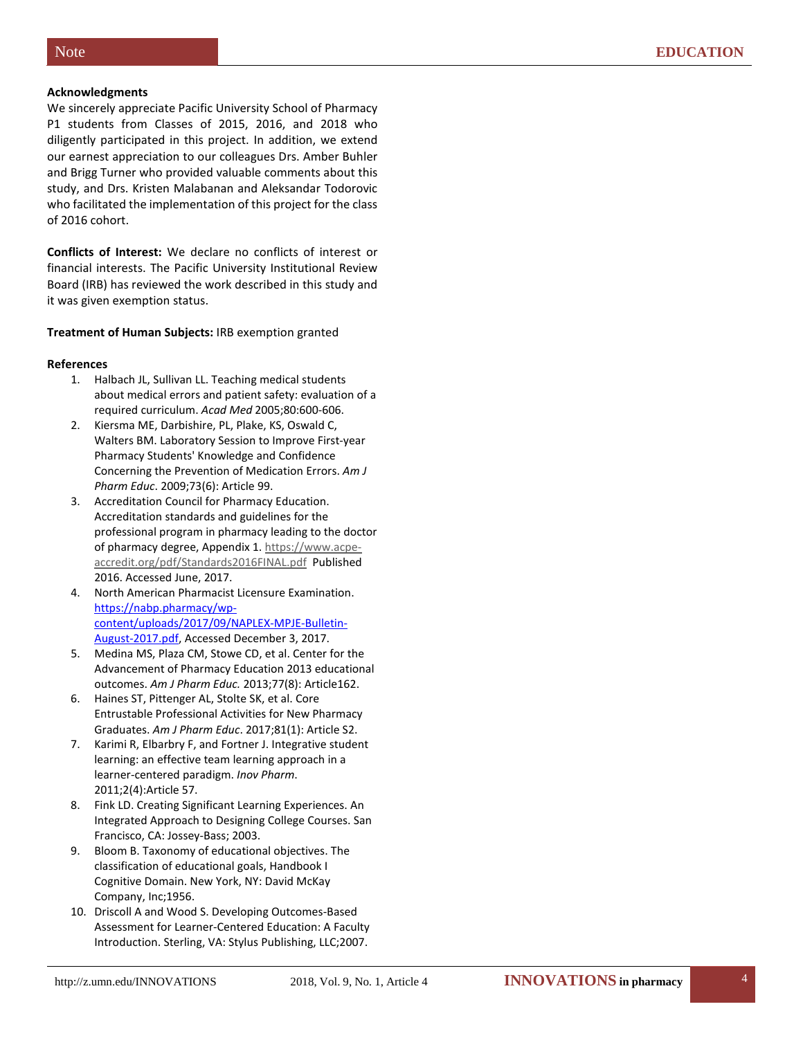**Acknowledgments**

We sincerely appreciate Pacific University School of Pharmacy P1 students from Classes of 2015, 2016, and 2018 who diligently participated in this project. In addition, we extend our earnest appreciation to our colleagues Drs. Amber Buhler and Brigg Turner who provided valuable comments about this study, and Drs. Kristen Malabanan and Aleksandar Todorovic who facilitated the implementation of this project for the class of 2016 cohort.

**Conflicts of Interest:** We declare no conflicts of interest or financial interests. The Pacific University Institutional Review Board (IRB) has reviewed the work described in this study and it was given exemption status.

**Treatment of Human Subjects:** IRB exemption granted

**References**

1. Halbach JL, Sullivan LL. Teaching medical students about medical errors and patient safety: evaluation of a required curriculum. *Acad Med* 2005;80:600-606.
2. Kiersma ME, Darbishire, PL, Plake, KS, Oswald C, Walters BM. Laboratory Session to Improve First-year Pharmacy Students' Knowledge and Confidence Concerning the Prevention of Medication Errors. *Am J Pharm Educ*. 2009;73(6): Article 99.
3. Accreditation Council for Pharmacy Education. Accreditation standards and guidelines for the professional program in pharmacy leading to the doctor of pharmacy degree, Appendix 1. https://www.acpe-accredit.org/pdf/Standards2016FINAL.pdf Published 2016. Accessed June, 2017.
4. North American Pharmacist Licensure Examination. https://nabp.pharmacy/wp-content/uploads/2017/09/NAPLEX-MPJE-Bulletin-August-2017.pdf, Accessed December 3, 2017.
5. Medina MS, Plaza CM, Stowe CD, et al. Center for the Advancement of Pharmacy Education 2013 educational outcomes. *Am J Pharm Educ.* 2013;77(8): Article162.
6. Haines ST, Pittenger AL, Stolte SK, et al. Core Entrustable Professional Activities for New Pharmacy Graduates. *Am J Pharm Educ*. 2017;81(1): Article S2.
7. Karimi R, Elbarbry F, and Fortner J. Integrative student learning: an effective team learning approach in a learner-centered paradigm. *Inov Pharm*. 2011;2(4):Article 57.
8. Fink LD. Creating Significant Learning Experiences. An Integrated Approach to Designing College Courses. San Francisco, CA: Jossey-Bass; 2003.
9. Bloom B. Taxonomy of educational objectives. The classification of educational goals, Handbook I Cognitive Domain. New York, NY: David McKay Company, Inc;1956.
10. Driscoll A and Wood S. Developing Outcomes-Based Assessment for Learner-Centered Education: A Faculty Introduction. Sterling, VA: Stylus Publishing, LLC;2007.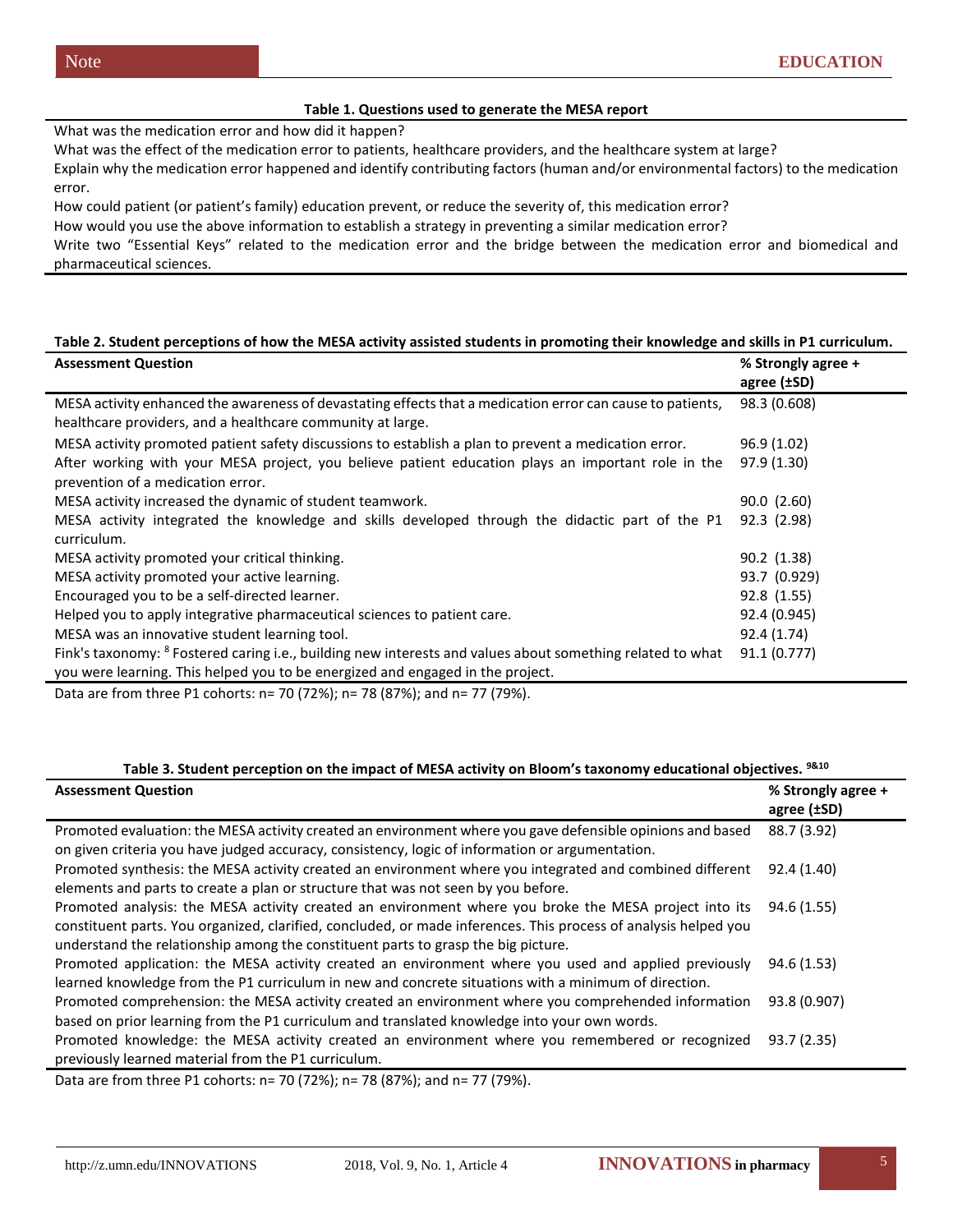**Table 1. Questions used to generate the MESA report**

| |
|---|
| What was the medication error and how did it happen? |
| What was the effect of the medication error to patients, healthcare providers, and the healthcare system at large? |
| Explain why the medication error happened and identify contributing factors (human and/or environmental factors) to the medication error. |
| How could patient (or patient's family) education prevent, or reduce the severity of, this medication error? |
| How would you use the above information to establish a strategy in preventing a similar medication error? |
| Write two "Essential Keys" related to the medication error and the bridge between the medication error and biomedical and pharmaceutical sciences. |

**Table 2. Student perceptions of how the MESA activity assisted students in promoting their knowledge and skills in P1 curriculum.**

| Assessment Question | % Strongly agree + agree (±SD) |
|---|---|
| MESA activity enhanced the awareness of devastating effects that a medication error can cause to patients, healthcare providers, and a healthcare community at large. | 98.3 (0.608) |
| MESA activity promoted patient safety discussions to establish a plan to prevent a medication error. | 96.9 (1.02) |
| After working with your MESA project, you believe patient education plays an important role in the prevention of a medication error. | 97.9 (1.30) |
| MESA activity increased the dynamic of student teamwork. | 90.0 (2.60) |
| MESA activity integrated the knowledge and skills developed through the didactic part of the P1 curriculum. | 92.3 (2.98) |
| MESA activity promoted your critical thinking. | 90.2 (1.38) |
| MESA activity promoted your active learning. | 93.7 (0.929) |
| Encouraged you to be a self-directed learner. | 92.8 (1.55) |
| Helped you to apply integrative pharmaceutical sciences to patient care. | 92.4 (0.945) |
| MESA was an innovative student learning tool. | 92.4 (1.74) |
| Fink's taxonomy: [8] Fostered caring i.e., building new interests and values about something related to what you were learning. This helped you to be energized and engaged in the project. | 91.1 (0.777) |

Data are from three P1 cohorts: n= 70 (72%); n= 78 (87%); and n= 77 (79%).

**Table 3. Student perception on the impact of MESA activity on Bloom's taxonomy educational objectives. [9&10]**

| Assessment Question | % Strongly agree + agree (±SD) |
|---|---|
| Promoted evaluation: the MESA activity created an environment where you gave defensible opinions and based on given criteria you have judged accuracy, consistency, logic of information or argumentation. | 88.7 (3.92) |
| Promoted synthesis: the MESA activity created an environment where you integrated and combined different elements and parts to create a plan or structure that was not seen by you before. | 92.4 (1.40) |
| Promoted analysis: the MESA activity created an environment where you broke the MESA project into its constituent parts. You organized, clarified, concluded, or made inferences. This process of analysis helped you understand the relationship among the constituent parts to grasp the big picture. | 94.6 (1.55) |
| Promoted application: the MESA activity created an environment where you used and applied previously learned knowledge from the P1 curriculum in new and concrete situations with a minimum of direction. | 94.6 (1.53) |
| Promoted comprehension: the MESA activity created an environment where you comprehended information based on prior learning from the P1 curriculum and translated knowledge into your own words. | 93.8 (0.907) |
| Promoted knowledge: the MESA activity created an environment where you remembered or recognized previously learned material from the P1 curriculum. | 93.7 (2.35) |

Data are from three P1 cohorts: n= 70 (72%); n= 78 (87%); and n= 77 (79%).